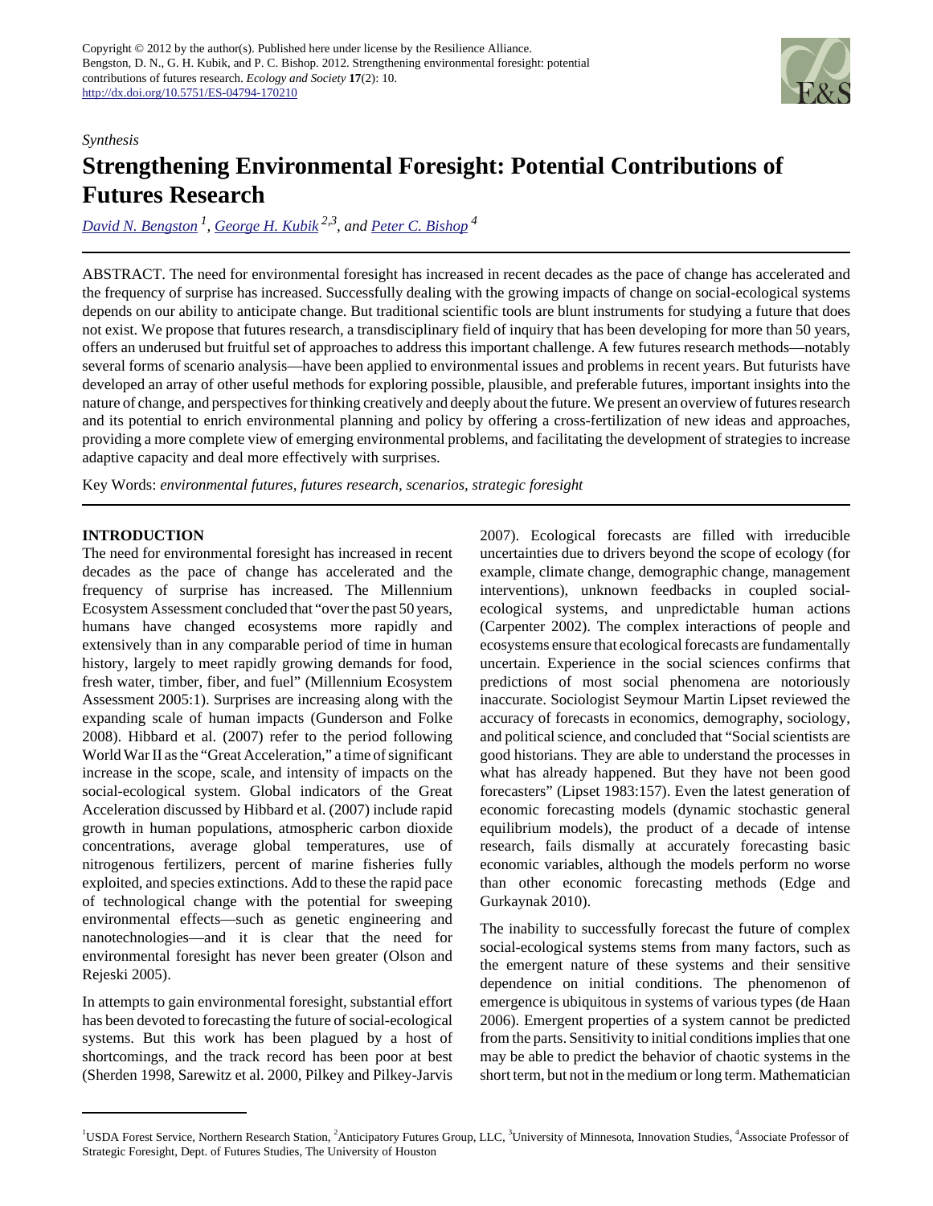Copyright © 2012 by the author(s). Published here under license by the Resilience Alliance.
Bengston, D. N., G. H. Kubik, and P. C. Bishop. 2012. Strengthening environmental foresight: potential contributions of futures research. *Ecology and Society* **17**(2): 10.
http://dx.doi.org/10.5751/ES-04794-170210

*Synthesis*

# Strengthening Environmental Foresight: Potential Contributions of Futures Research

David N. Bengston [1], George H. Kubik [2,3], and Peter C. Bishop [4]

ABSTRACT. The need for environmental foresight has increased in recent decades as the pace of change has accelerated and the frequency of surprise has increased. Successfully dealing with the growing impacts of change on social-ecological systems depends on our ability to anticipate change. But traditional scientific tools are blunt instruments for studying a future that does not exist. We propose that futures research, a transdisciplinary field of inquiry that has been developing for more than 50 years, offers an underused but fruitful set of approaches to address this important challenge. A few futures research methods—notably several forms of scenario analysis—have been applied to environmental issues and problems in recent years. But futurists have developed an array of other useful methods for exploring possible, plausible, and preferable futures, important insights into the nature of change, and perspectives for thinking creatively and deeply about the future. We present an overview of futures research and its potential to enrich environmental planning and policy by offering a cross-fertilization of new ideas and approaches, providing a more complete view of emerging environmental problems, and facilitating the development of strategies to increase adaptive capacity and deal more effectively with surprises.

Key Words: *environmental futures, futures research, scenarios, strategic foresight*

## INTRODUCTION

The need for environmental foresight has increased in recent decades as the pace of change has accelerated and the frequency of surprise has increased. The Millennium Ecosystem Assessment concluded that "over the past 50 years, humans have changed ecosystems more rapidly and extensively than in any comparable period of time in human history, largely to meet rapidly growing demands for food, fresh water, timber, fiber, and fuel" (Millennium Ecosystem Assessment 2005:1). Surprises are increasing along with the expanding scale of human impacts (Gunderson and Folke 2008). Hibbard et al. (2007) refer to the period following World War II as the "Great Acceleration," a time of significant increase in the scope, scale, and intensity of impacts on the social-ecological system. Global indicators of the Great Acceleration discussed by Hibbard et al. (2007) include rapid growth in human populations, atmospheric carbon dioxide concentrations, average global temperatures, use of nitrogenous fertilizers, percent of marine fisheries fully exploited, and species extinctions. Add to these the rapid pace of technological change with the potential for sweeping environmental effects—such as genetic engineering and nanotechnologies—and it is clear that the need for environmental foresight has never been greater (Olson and Rejeski 2005).

In attempts to gain environmental foresight, substantial effort has been devoted to forecasting the future of social-ecological systems. But this work has been plagued by a host of shortcomings, and the track record has been poor at best (Sherden 1998, Sarewitz et al. 2000, Pilkey and Pilkey-Jarvis 2007). Ecological forecasts are filled with irreducible uncertainties due to drivers beyond the scope of ecology (for example, climate change, demographic change, management interventions), unknown feedbacks in coupled social-ecological systems, and unpredictable human actions (Carpenter 2002). The complex interactions of people and ecosystems ensure that ecological forecasts are fundamentally uncertain. Experience in the social sciences confirms that predictions of most social phenomena are notoriously inaccurate. Sociologist Seymour Martin Lipset reviewed the accuracy of forecasts in economics, demography, sociology, and political science, and concluded that "Social scientists are good historians. They are able to understand the processes in what has already happened. But they have not been good forecasters" (Lipset 1983:157). Even the latest generation of economic forecasting models (dynamic stochastic general equilibrium models), the product of a decade of intense research, fails dismally at accurately forecasting basic economic variables, although the models perform no worse than other economic forecasting methods (Edge and Gurkaynak 2010).

The inability to successfully forecast the future of complex social-ecological systems stems from many factors, such as the emergent nature of these systems and their sensitive dependence on initial conditions. The phenomenon of emergence is ubiquitous in systems of various types (de Haan 2006). Emergent properties of a system cannot be predicted from the parts. Sensitivity to initial conditions implies that one may be able to predict the behavior of chaotic systems in the short term, but not in the medium or long term. Mathematician

[1]USDA Forest Service, Northern Research Station, [2]Anticipatory Futures Group, LLC, [3]University of Minnesota, Innovation Studies, [4]Associate Professor of Strategic Foresight, Dept. of Futures Studies, The University of Houston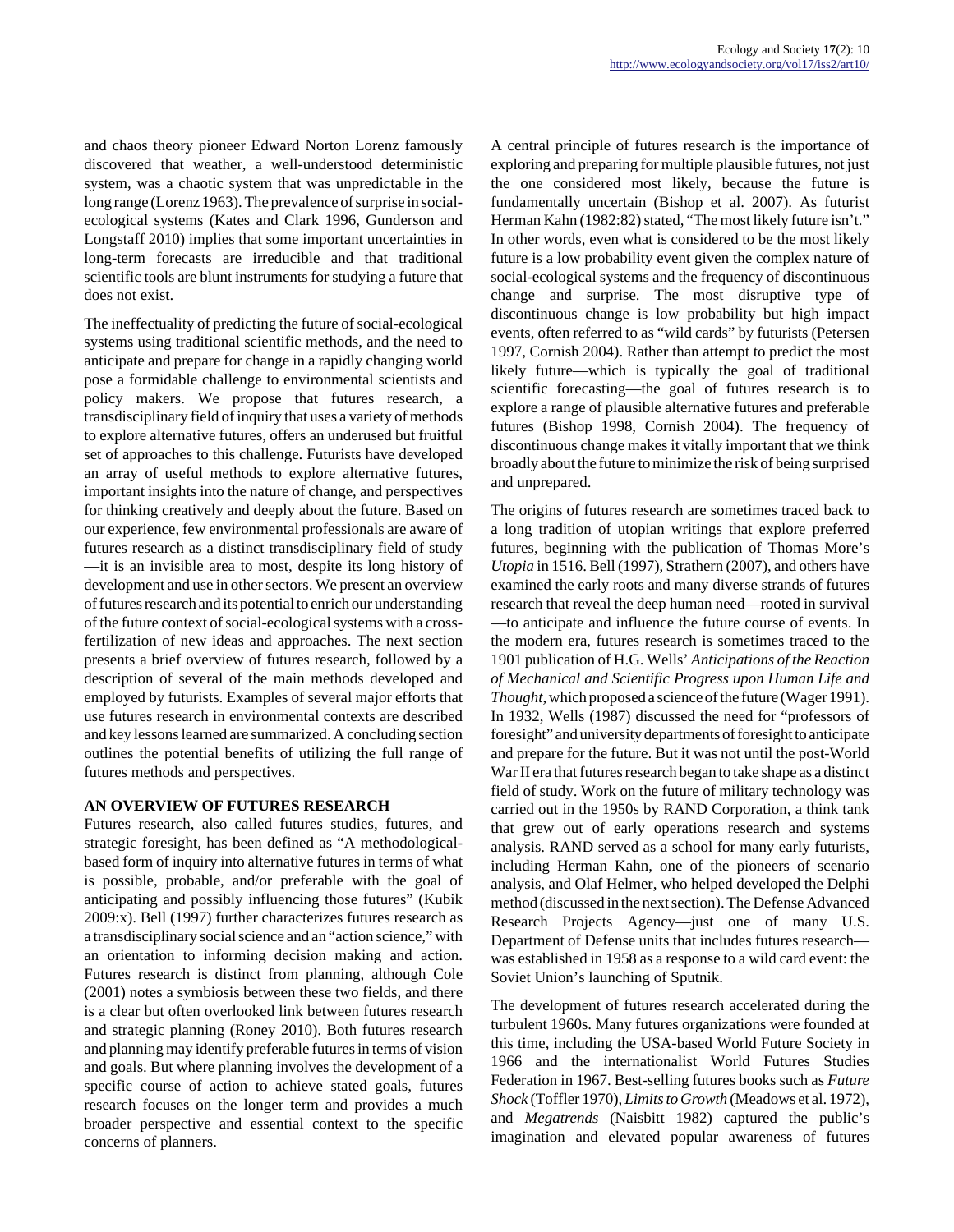and chaos theory pioneer Edward Norton Lorenz famously discovered that weather, a well-understood deterministic system, was a chaotic system that was unpredictable in the long range (Lorenz 1963). The prevalence of surprise in social-ecological systems (Kates and Clark 1996, Gunderson and Longstaff 2010) implies that some important uncertainties in long-term forecasts are irreducible and that traditional scientific tools are blunt instruments for studying a future that does not exist.

The ineffectuality of predicting the future of social-ecological systems using traditional scientific methods, and the need to anticipate and prepare for change in a rapidly changing world pose a formidable challenge to environmental scientists and policy makers. We propose that futures research, a transdisciplinary field of inquiry that uses a variety of methods to explore alternative futures, offers an underused but fruitful set of approaches to this challenge. Futurists have developed an array of useful methods to explore alternative futures, important insights into the nature of change, and perspectives for thinking creatively and deeply about the future. Based on our experience, few environmental professionals are aware of futures research as a distinct transdisciplinary field of study—it is an invisible area to most, despite its long history of development and use in other sectors. We present an overview of futures research and its potential to enrich our understanding of the future context of social-ecological systems with a cross-fertilization of new ideas and approaches. The next section presents a brief overview of futures research, followed by a description of several of the main methods developed and employed by futurists. Examples of several major efforts that use futures research in environmental contexts are described and key lessons learned are summarized. A concluding section outlines the potential benefits of utilizing the full range of futures methods and perspectives.

## AN OVERVIEW OF FUTURES RESEARCH

Futures research, also called futures studies, futures, and strategic foresight, has been defined as "A methodological-based form of inquiry into alternative futures in terms of what is possible, probable, and/or preferable with the goal of anticipating and possibly influencing those futures" (Kubik 2009:x). Bell (1997) further characterizes futures research as a transdisciplinary social science and an "action science," with an orientation to informing decision making and action. Futures research is distinct from planning, although Cole (2001) notes a symbiosis between these two fields, and there is a clear but often overlooked link between futures research and strategic planning (Roney 2010). Both futures research and planning may identify preferable futures in terms of vision and goals. But where planning involves the development of a specific course of action to achieve stated goals, futures research focuses on the longer term and provides a much broader perspective and essential context to the specific concerns of planners.

A central principle of futures research is the importance of exploring and preparing for multiple plausible futures, not just the one considered most likely, because the future is fundamentally uncertain (Bishop et al. 2007). As futurist Herman Kahn (1982:82) stated, "The most likely future isn't." In other words, even what is considered to be the most likely future is a low probability event given the complex nature of social-ecological systems and the frequency of discontinuous change and surprise. The most disruptive type of discontinuous change is low probability but high impact events, often referred to as "wild cards" by futurists (Petersen 1997, Cornish 2004). Rather than attempt to predict the most likely future—which is typically the goal of traditional scientific forecasting—the goal of futures research is to explore a range of plausible alternative futures and preferable futures (Bishop 1998, Cornish 2004). The frequency of discontinuous change makes it vitally important that we think broadly about the future to minimize the risk of being surprised and unprepared.

The origins of futures research are sometimes traced back to a long tradition of utopian writings that explore preferred futures, beginning with the publication of Thomas More's *Utopia* in 1516. Bell (1997), Strathern (2007), and others have examined the early roots and many diverse strands of futures research that reveal the deep human need—rooted in survival—to anticipate and influence the future course of events. In the modern era, futures research is sometimes traced to the 1901 publication of H.G. Wells' *Anticipations of the Reaction of Mechanical and Scientific Progress upon Human Life and Thought*, which proposed a science of the future (Wager 1991). In 1932, Wells (1987) discussed the need for "professors of foresight" and university departments of foresight to anticipate and prepare for the future. But it was not until the post-World War II era that futures research began to take shape as a distinct field of study. Work on the future of military technology was carried out in the 1950s by RAND Corporation, a think tank that grew out of early operations research and systems analysis. RAND served as a school for many early futurists, including Herman Kahn, one of the pioneers of scenario analysis, and Olaf Helmer, who helped developed the Delphi method (discussed in the next section). The Defense Advanced Research Projects Agency—just one of many U.S. Department of Defense units that includes futures research—was established in 1958 as a response to a wild card event: the Soviet Union's launching of Sputnik.

The development of futures research accelerated during the turbulent 1960s. Many futures organizations were founded at this time, including the USA-based World Future Society in 1966 and the internationalist World Futures Studies Federation in 1967. Best-selling futures books such as *Future Shock* (Toffler 1970), *Limits to Growth* (Meadows et al. 1972), and *Megatrends* (Naisbitt 1982) captured the public's imagination and elevated popular awareness of futures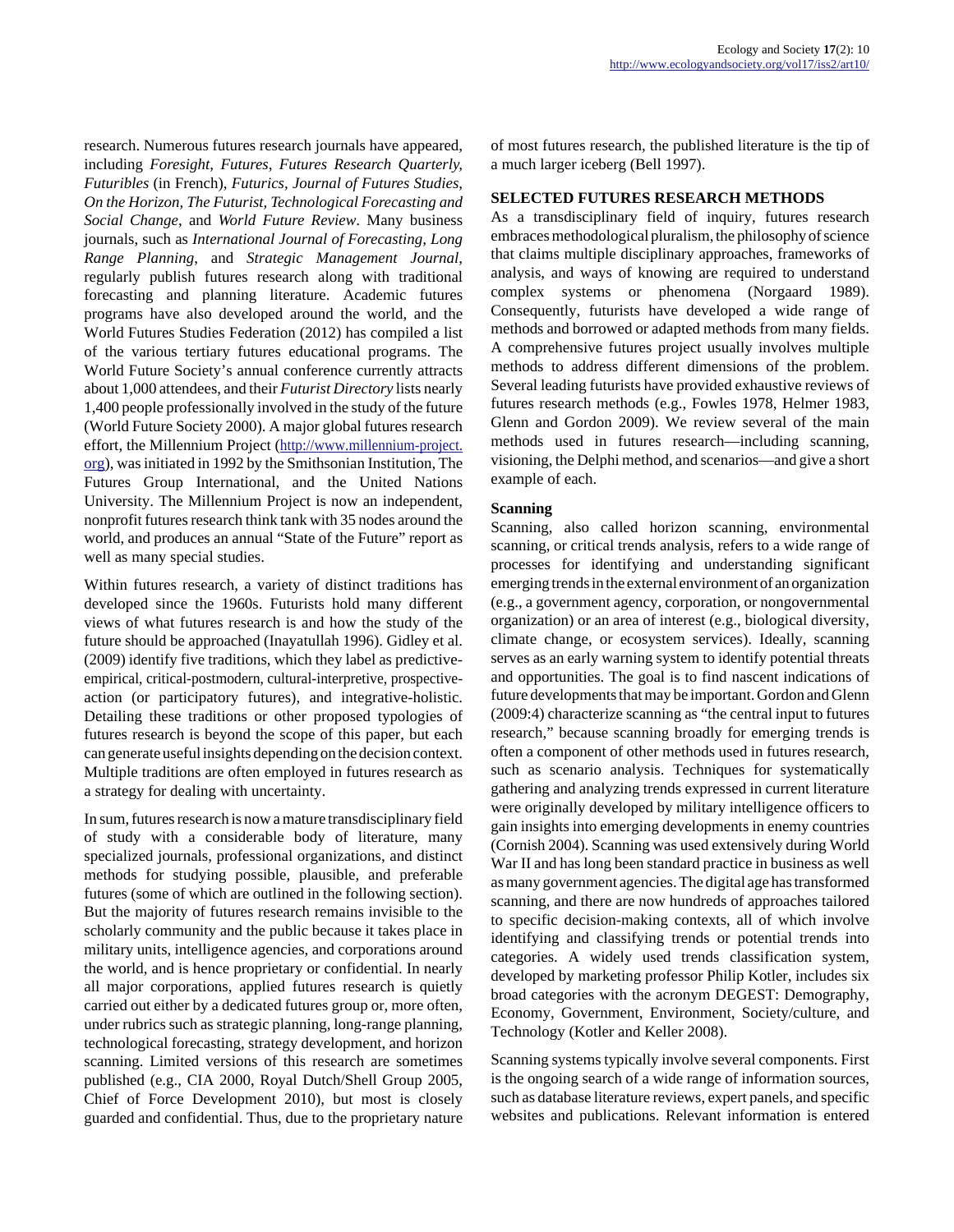research. Numerous futures research journals have appeared, including *Foresight*, *Futures*, *Futures Research Quarterly*, *Futuribles* (in French), *Futurics*, *Journal of Futures Studies*, *On the Horizon*, *The Futurist*, *Technological Forecasting and Social Change*, and *World Future Review*. Many business journals, such as *International Journal of Forecasting*, *Long Range Planning*, and *Strategic Management Journal*, regularly publish futures research along with traditional forecasting and planning literature. Academic futures programs have also developed around the world, and the World Futures Studies Federation (2012) has compiled a list of the various tertiary futures educational programs. The World Future Society's annual conference currently attracts about 1,000 attendees, and their *Futurist Directory* lists nearly 1,400 people professionally involved in the study of the future (World Future Society 2000). A major global futures research effort, the Millennium Project (http://www.millennium-project.org), was initiated in 1992 by the Smithsonian Institution, The Futures Group International, and the United Nations University. The Millennium Project is now an independent, nonprofit futures research think tank with 35 nodes around the world, and produces an annual "State of the Future" report as well as many special studies.

Within futures research, a variety of distinct traditions has developed since the 1960s. Futurists hold many different views of what futures research is and how the study of the future should be approached (Inayatullah 1996). Gidley et al. (2009) identify five traditions, which they label as predictive-empirical, critical-postmodern, cultural-interpretive, prospective-action (or participatory futures), and integrative-holistic. Detailing these traditions or other proposed typologies of futures research is beyond the scope of this paper, but each can generate useful insights depending on the decision context. Multiple traditions are often employed in futures research as a strategy for dealing with uncertainty.

In sum, futures research is now a mature transdisciplinary field of study with a considerable body of literature, many specialized journals, professional organizations, and distinct methods for studying possible, plausible, and preferable futures (some of which are outlined in the following section). But the majority of futures research remains invisible to the scholarly community and the public because it takes place in military units, intelligence agencies, and corporations around the world, and is hence proprietary or confidential. In nearly all major corporations, applied futures research is quietly carried out either by a dedicated futures group or, more often, under rubrics such as strategic planning, long-range planning, technological forecasting, strategy development, and horizon scanning. Limited versions of this research are sometimes published (e.g., CIA 2000, Royal Dutch/Shell Group 2005, Chief of Force Development 2010), but most is closely guarded and confidential. Thus, due to the proprietary nature of most futures research, the published literature is the tip of a much larger iceberg (Bell 1997).

## SELECTED FUTURES RESEARCH METHODS

As a transdisciplinary field of inquiry, futures research embraces methodological pluralism, the philosophy of science that claims multiple disciplinary approaches, frameworks of analysis, and ways of knowing are required to understand complex systems or phenomena (Norgaard 1989). Consequently, futurists have developed a wide range of methods and borrowed or adapted methods from many fields. A comprehensive futures project usually involves multiple methods to address different dimensions of the problem. Several leading futurists have provided exhaustive reviews of futures research methods (e.g., Fowles 1978, Helmer 1983, Glenn and Gordon 2009). We review several of the main methods used in futures research—including scanning, visioning, the Delphi method, and scenarios—and give a short example of each.

### Scanning

Scanning, also called horizon scanning, environmental scanning, or critical trends analysis, refers to a wide range of processes for identifying and understanding significant emerging trends in the external environment of an organization (e.g., a government agency, corporation, or nongovernmental organization) or an area of interest (e.g., biological diversity, climate change, or ecosystem services). Ideally, scanning serves as an early warning system to identify potential threats and opportunities. The goal is to find nascent indications of future developments that may be important. Gordon and Glenn (2009:4) characterize scanning as "the central input to futures research," because scanning broadly for emerging trends is often a component of other methods used in futures research, such as scenario analysis. Techniques for systematically gathering and analyzing trends expressed in current literature were originally developed by military intelligence officers to gain insights into emerging developments in enemy countries (Cornish 2004). Scanning was used extensively during World War II and has long been standard practice in business as well as many government agencies. The digital age has transformed scanning, and there are now hundreds of approaches tailored to specific decision-making contexts, all of which involve identifying and classifying trends or potential trends into categories. A widely used trends classification system, developed by marketing professor Philip Kotler, includes six broad categories with the acronym DEGEST: Demography, Economy, Government, Environment, Society/culture, and Technology (Kotler and Keller 2008).

Scanning systems typically involve several components. First is the ongoing search of a wide range of information sources, such as database literature reviews, expert panels, and specific websites and publications. Relevant information is entered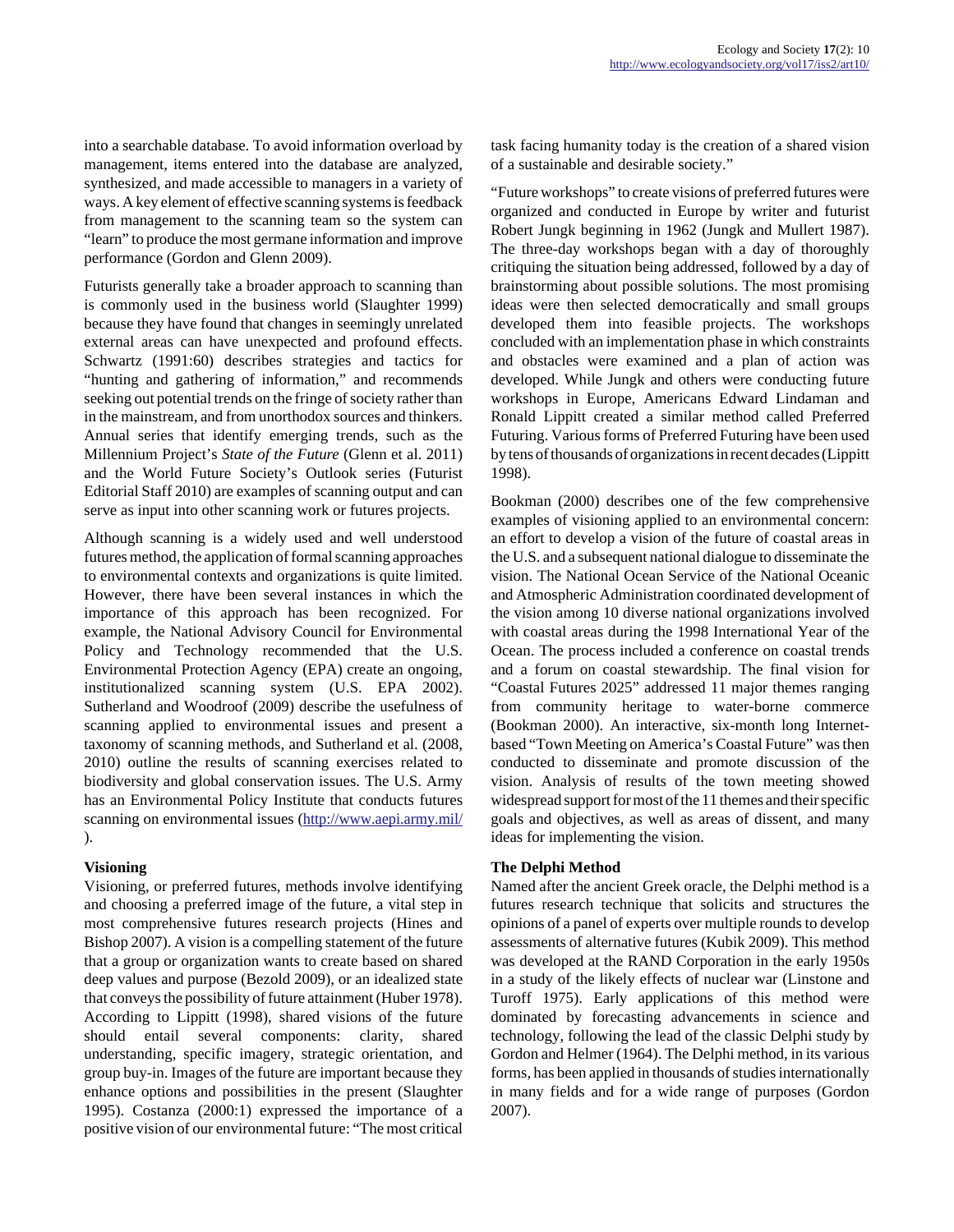into a searchable database. To avoid information overload by management, items entered into the database are analyzed, synthesized, and made accessible to managers in a variety of ways. A key element of effective scanning systems is feedback from management to the scanning team so the system can "learn" to produce the most germane information and improve performance (Gordon and Glenn 2009).

Futurists generally take a broader approach to scanning than is commonly used in the business world (Slaughter 1999) because they have found that changes in seemingly unrelated external areas can have unexpected and profound effects. Schwartz (1991:60) describes strategies and tactics for "hunting and gathering of information," and recommends seeking out potential trends on the fringe of society rather than in the mainstream, and from unorthodox sources and thinkers. Annual series that identify emerging trends, such as the Millennium Project's *State of the Future* (Glenn et al. 2011) and the World Future Society's Outlook series (Futurist Editorial Staff 2010) are examples of scanning output and can serve as input into other scanning work or futures projects.

Although scanning is a widely used and well understood futures method, the application of formal scanning approaches to environmental contexts and organizations is quite limited. However, there have been several instances in which the importance of this approach has been recognized. For example, the National Advisory Council for Environmental Policy and Technology recommended that the U.S. Environmental Protection Agency (EPA) create an ongoing, institutionalized scanning system (U.S. EPA 2002). Sutherland and Woodroof (2009) describe the usefulness of scanning applied to environmental issues and present a taxonomy of scanning methods, and Sutherland et al. (2008, 2010) outline the results of scanning exercises related to biodiversity and global conservation issues. The U.S. Army has an Environmental Policy Institute that conducts futures scanning on environmental issues (http://www.aepi.army.mil/).

### Visioning

Visioning, or preferred futures, methods involve identifying and choosing a preferred image of the future, a vital step in most comprehensive futures research projects (Hines and Bishop 2007). A vision is a compelling statement of the future that a group or organization wants to create based on shared deep values and purpose (Bezold 2009), or an idealized state that conveys the possibility of future attainment (Huber 1978). According to Lippitt (1998), shared visions of the future should entail several components: clarity, shared understanding, specific imagery, strategic orientation, and group buy-in. Images of the future are important because they enhance options and possibilities in the present (Slaughter 1995). Costanza (2000:1) expressed the importance of a positive vision of our environmental future: "The most critical task facing humanity today is the creation of a shared vision of a sustainable and desirable society."

"Future workshops" to create visions of preferred futures were organized and conducted in Europe by writer and futurist Robert Jungk beginning in 1962 (Jungk and Mullert 1987). The three-day workshops began with a day of thoroughly critiquing the situation being addressed, followed by a day of brainstorming about possible solutions. The most promising ideas were then selected democratically and small groups developed them into feasible projects. The workshops concluded with an implementation phase in which constraints and obstacles were examined and a plan of action was developed. While Jungk and others were conducting future workshops in Europe, Americans Edward Lindaman and Ronald Lippitt created a similar method called Preferred Futuring. Various forms of Preferred Futuring have been used by tens of thousands of organizations in recent decades (Lippitt 1998).

Bookman (2000) describes one of the few comprehensive examples of visioning applied to an environmental concern: an effort to develop a vision of the future of coastal areas in the U.S. and a subsequent national dialogue to disseminate the vision. The National Ocean Service of the National Oceanic and Atmospheric Administration coordinated development of the vision among 10 diverse national organizations involved with coastal areas during the 1998 International Year of the Ocean. The process included a conference on coastal trends and a forum on coastal stewardship. The final vision for "Coastal Futures 2025" addressed 11 major themes ranging from community heritage to water-borne commerce (Bookman 2000). An interactive, six-month long Internet-based "Town Meeting on America's Coastal Future" was then conducted to disseminate and promote discussion of the vision. Analysis of results of the town meeting showed widespread support for most of the 11 themes and their specific goals and objectives, as well as areas of dissent, and many ideas for implementing the vision.

### The Delphi Method

Named after the ancient Greek oracle, the Delphi method is a futures research technique that solicits and structures the opinions of a panel of experts over multiple rounds to develop assessments of alternative futures (Kubik 2009). This method was developed at the RAND Corporation in the early 1950s in a study of the likely effects of nuclear war (Linstone and Turoff 1975). Early applications of this method were dominated by forecasting advancements in science and technology, following the lead of the classic Delphi study by Gordon and Helmer (1964). The Delphi method, in its various forms, has been applied in thousands of studies internationally in many fields and for a wide range of purposes (Gordon 2007).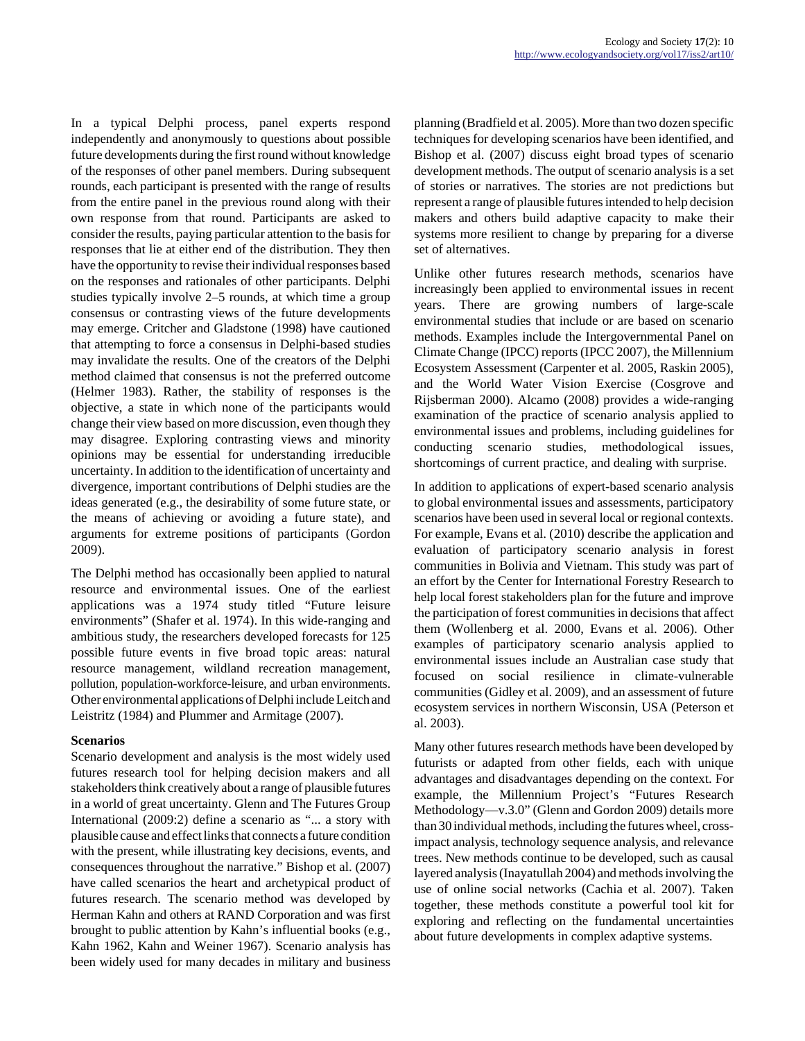In a typical Delphi process, panel experts respond independently and anonymously to questions about possible future developments during the first round without knowledge of the responses of other panel members. During subsequent rounds, each participant is presented with the range of results from the entire panel in the previous round along with their own response from that round. Participants are asked to consider the results, paying particular attention to the basis for responses that lie at either end of the distribution. They then have the opportunity to revise their individual responses based on the responses and rationales of other participants. Delphi studies typically involve 2–5 rounds, at which time a group consensus or contrasting views of the future developments may emerge. Critcher and Gladstone (1998) have cautioned that attempting to force a consensus in Delphi-based studies may invalidate the results. One of the creators of the Delphi method claimed that consensus is not the preferred outcome (Helmer 1983). Rather, the stability of responses is the objective, a state in which none of the participants would change their view based on more discussion, even though they may disagree. Exploring contrasting views and minority opinions may be essential for understanding irreducible uncertainty. In addition to the identification of uncertainty and divergence, important contributions of Delphi studies are the ideas generated (e.g., the desirability of some future state, or the means of achieving or avoiding a future state), and arguments for extreme positions of participants (Gordon 2009).

The Delphi method has occasionally been applied to natural resource and environmental issues. One of the earliest applications was a 1974 study titled "Future leisure environments" (Shafer et al. 1974). In this wide-ranging and ambitious study, the researchers developed forecasts for 125 possible future events in five broad topic areas: natural resource management, wildland recreation management, pollution, population-workforce-leisure, and urban environments. Other environmental applications of Delphi include Leitch and Leistritz (1984) and Plummer and Armitage (2007).

**Scenarios**

Scenario development and analysis is the most widely used futures research tool for helping decision makers and all stakeholders think creatively about a range of plausible futures in a world of great uncertainty. Glenn and The Futures Group International (2009:2) define a scenario as "... a story with plausible cause and effect links that connects a future condition with the present, while illustrating key decisions, events, and consequences throughout the narrative." Bishop et al. (2007) have called scenarios the heart and archetypical product of futures research. The scenario method was developed by Herman Kahn and others at RAND Corporation and was first brought to public attention by Kahn's influential books (e.g., Kahn 1962, Kahn and Weiner 1967). Scenario analysis has been widely used for many decades in military and business planning (Bradfield et al. 2005). More than two dozen specific techniques for developing scenarios have been identified, and Bishop et al. (2007) discuss eight broad types of scenario development methods. The output of scenario analysis is a set of stories or narratives. The stories are not predictions but represent a range of plausible futures intended to help decision makers and others build adaptive capacity to make their systems more resilient to change by preparing for a diverse set of alternatives.

Unlike other futures research methods, scenarios have increasingly been applied to environmental issues in recent years. There are growing numbers of large-scale environmental studies that include or are based on scenario methods. Examples include the Intergovernmental Panel on Climate Change (IPCC) reports (IPCC 2007), the Millennium Ecosystem Assessment (Carpenter et al. 2005, Raskin 2005), and the World Water Vision Exercise (Cosgrove and Rijsberman 2000). Alcamo (2008) provides a wide-ranging examination of the practice of scenario analysis applied to environmental issues and problems, including guidelines for conducting scenario studies, methodological issues, shortcomings of current practice, and dealing with surprise.

In addition to applications of expert-based scenario analysis to global environmental issues and assessments, participatory scenarios have been used in several local or regional contexts. For example, Evans et al. (2010) describe the application and evaluation of participatory scenario analysis in forest communities in Bolivia and Vietnam. This study was part of an effort by the Center for International Forestry Research to help local forest stakeholders plan for the future and improve the participation of forest communities in decisions that affect them (Wollenberg et al. 2000, Evans et al. 2006). Other examples of participatory scenario analysis applied to environmental issues include an Australian case study that focused on social resilience in climate-vulnerable communities (Gidley et al. 2009), and an assessment of future ecosystem services in northern Wisconsin, USA (Peterson et al. 2003).

Many other futures research methods have been developed by futurists or adapted from other fields, each with unique advantages and disadvantages depending on the context. For example, the Millennium Project's "Futures Research Methodology—v.3.0" (Glenn and Gordon 2009) details more than 30 individual methods, including the futures wheel, cross-impact analysis, technology sequence analysis, and relevance trees. New methods continue to be developed, such as causal layered analysis (Inayatullah 2004) and methods involving the use of online social networks (Cachia et al. 2007). Taken together, these methods constitute a powerful tool kit for exploring and reflecting on the fundamental uncertainties about future developments in complex adaptive systems.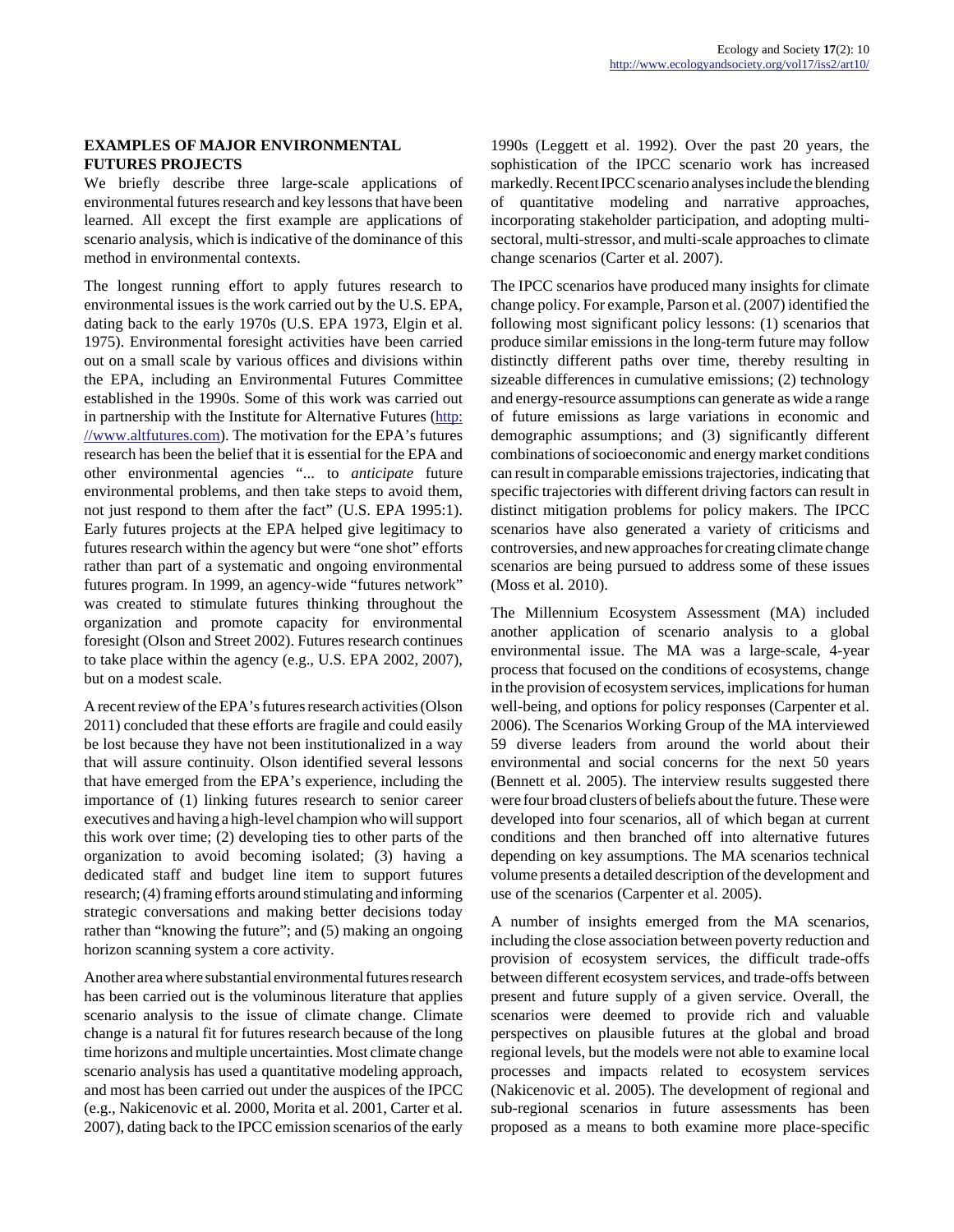## EXAMPLES OF MAJOR ENVIRONMENTAL FUTURES PROJECTS

We briefly describe three large-scale applications of environmental futures research and key lessons that have been learned. All except the first example are applications of scenario analysis, which is indicative of the dominance of this method in environmental contexts.

The longest running effort to apply futures research to environmental issues is the work carried out by the U.S. EPA, dating back to the early 1970s (U.S. EPA 1973, Elgin et al. 1975). Environmental foresight activities have been carried out on a small scale by various offices and divisions within the EPA, including an Environmental Futures Committee established in the 1990s. Some of this work was carried out in partnership with the Institute for Alternative Futures (http://www.altfutures.com). The motivation for the EPA's futures research has been the belief that it is essential for the EPA and other environmental agencies "... to *anticipate* future environmental problems, and then take steps to avoid them, not just respond to them after the fact" (U.S. EPA 1995:1). Early futures projects at the EPA helped give legitimacy to futures research within the agency but were "one shot" efforts rather than part of a systematic and ongoing environmental futures program. In 1999, an agency-wide "futures network" was created to stimulate futures thinking throughout the organization and promote capacity for environmental foresight (Olson and Street 2002). Futures research continues to take place within the agency (e.g., U.S. EPA 2002, 2007), but on a modest scale.

A recent review of the EPA's futures research activities (Olson 2011) concluded that these efforts are fragile and could easily be lost because they have not been institutionalized in a way that will assure continuity. Olson identified several lessons that have emerged from the EPA's experience, including the importance of (1) linking futures research to senior career executives and having a high-level champion who will support this work over time; (2) developing ties to other parts of the organization to avoid becoming isolated; (3) having a dedicated staff and budget line item to support futures research; (4) framing efforts around stimulating and informing strategic conversations and making better decisions today rather than "knowing the future"; and (5) making an ongoing horizon scanning system a core activity.

Another area where substantial environmental futures research has been carried out is the voluminous literature that applies scenario analysis to the issue of climate change. Climate change is a natural fit for futures research because of the long time horizons and multiple uncertainties. Most climate change scenario analysis has used a quantitative modeling approach, and most has been carried out under the auspices of the IPCC (e.g., Nakicenovic et al. 2000, Morita et al. 2001, Carter et al. 2007), dating back to the IPCC emission scenarios of the early 1990s (Leggett et al. 1992). Over the past 20 years, the sophistication of the IPCC scenario work has increased markedly. Recent IPCC scenario analyses include the blending of quantitative modeling and narrative approaches, incorporating stakeholder participation, and adopting multi-sectoral, multi-stressor, and multi-scale approaches to climate change scenarios (Carter et al. 2007).

The IPCC scenarios have produced many insights for climate change policy. For example, Parson et al. (2007) identified the following most significant policy lessons: (1) scenarios that produce similar emissions in the long-term future may follow distinctly different paths over time, thereby resulting in sizeable differences in cumulative emissions; (2) technology and energy-resource assumptions can generate as wide a range of future emissions as large variations in economic and demographic assumptions; and (3) significantly different combinations of socioeconomic and energy market conditions can result in comparable emissions trajectories, indicating that specific trajectories with different driving factors can result in distinct mitigation problems for policy makers. The IPCC scenarios have also generated a variety of criticisms and controversies, and new approaches for creating climate change scenarios are being pursued to address some of these issues (Moss et al. 2010).

The Millennium Ecosystem Assessment (MA) included another application of scenario analysis to a global environmental issue. The MA was a large-scale, 4-year process that focused on the conditions of ecosystems, change in the provision of ecosystem services, implications for human well-being, and options for policy responses (Carpenter et al. 2006). The Scenarios Working Group of the MA interviewed 59 diverse leaders from around the world about their environmental and social concerns for the next 50 years (Bennett et al. 2005). The interview results suggested there were four broad clusters of beliefs about the future. These were developed into four scenarios, all of which began at current conditions and then branched off into alternative futures depending on key assumptions. The MA scenarios technical volume presents a detailed description of the development and use of the scenarios (Carpenter et al. 2005).

A number of insights emerged from the MA scenarios, including the close association between poverty reduction and provision of ecosystem services, the difficult trade-offs between different ecosystem services, and trade-offs between present and future supply of a given service. Overall, the scenarios were deemed to provide rich and valuable perspectives on plausible futures at the global and broad regional levels, but the models were not able to examine local processes and impacts related to ecosystem services (Nakicenovic et al. 2005). The development of regional and sub-regional scenarios in future assessments has been proposed as a means to both examine more place-specific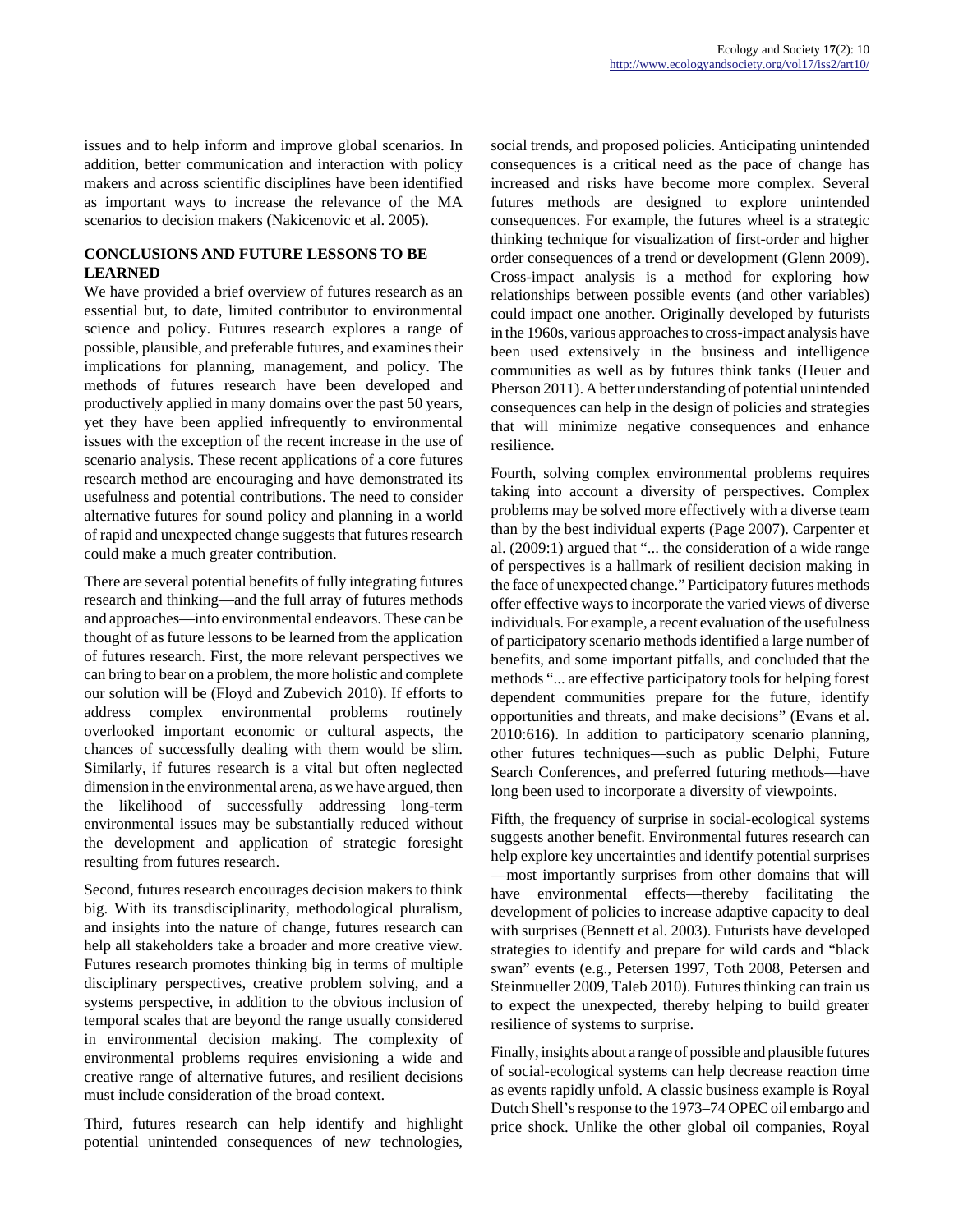issues and to help inform and improve global scenarios. In addition, better communication and interaction with policy makers and across scientific disciplines have been identified as important ways to increase the relevance of the MA scenarios to decision makers (Nakicenovic et al. 2005).

## CONCLUSIONS AND FUTURE LESSONS TO BE LEARNED

We have provided a brief overview of futures research as an essential but, to date, limited contributor to environmental science and policy. Futures research explores a range of possible, plausible, and preferable futures, and examines their implications for planning, management, and policy. The methods of futures research have been developed and productively applied in many domains over the past 50 years, yet they have been applied infrequently to environmental issues with the exception of the recent increase in the use of scenario analysis. These recent applications of a core futures research method are encouraging and have demonstrated its usefulness and potential contributions. The need to consider alternative futures for sound policy and planning in a world of rapid and unexpected change suggests that futures research could make a much greater contribution.

There are several potential benefits of fully integrating futures research and thinking—and the full array of futures methods and approaches—into environmental endeavors. These can be thought of as future lessons to be learned from the application of futures research. First, the more relevant perspectives we can bring to bear on a problem, the more holistic and complete our solution will be (Floyd and Zubevich 2010). If efforts to address complex environmental problems routinely overlooked important economic or cultural aspects, the chances of successfully dealing with them would be slim. Similarly, if futures research is a vital but often neglected dimension in the environmental arena, as we have argued, then the likelihood of successfully addressing long-term environmental issues may be substantially reduced without the development and application of strategic foresight resulting from futures research.

Second, futures research encourages decision makers to think big. With its transdisciplinarity, methodological pluralism, and insights into the nature of change, futures research can help all stakeholders take a broader and more creative view. Futures research promotes thinking big in terms of multiple disciplinary perspectives, creative problem solving, and a systems perspective, in addition to the obvious inclusion of temporal scales that are beyond the range usually considered in environmental decision making. The complexity of environmental problems requires envisioning a wide and creative range of alternative futures, and resilient decisions must include consideration of the broad context.

Third, futures research can help identify and highlight potential unintended consequences of new technologies, social trends, and proposed policies. Anticipating unintended consequences is a critical need as the pace of change has increased and risks have become more complex. Several futures methods are designed to explore unintended consequences. For example, the futures wheel is a strategic thinking technique for visualization of first-order and higher order consequences of a trend or development (Glenn 2009). Cross-impact analysis is a method for exploring how relationships between possible events (and other variables) could impact one another. Originally developed by futurists in the 1960s, various approaches to cross-impact analysis have been used extensively in the business and intelligence communities as well as by futures think tanks (Heuer and Pherson 2011). A better understanding of potential unintended consequences can help in the design of policies and strategies that will minimize negative consequences and enhance resilience.

Fourth, solving complex environmental problems requires taking into account a diversity of perspectives. Complex problems may be solved more effectively with a diverse team than by the best individual experts (Page 2007). Carpenter et al. (2009:1) argued that "... the consideration of a wide range of perspectives is a hallmark of resilient decision making in the face of unexpected change." Participatory futures methods offer effective ways to incorporate the varied views of diverse individuals. For example, a recent evaluation of the usefulness of participatory scenario methods identified a large number of benefits, and some important pitfalls, and concluded that the methods "... are effective participatory tools for helping forest dependent communities prepare for the future, identify opportunities and threats, and make decisions" (Evans et al. 2010:616). In addition to participatory scenario planning, other futures techniques—such as public Delphi, Future Search Conferences, and preferred futuring methods—have long been used to incorporate a diversity of viewpoints.

Fifth, the frequency of surprise in social-ecological systems suggests another benefit. Environmental futures research can help explore key uncertainties and identify potential surprises —most importantly surprises from other domains that will have environmental effects—thereby facilitating the development of policies to increase adaptive capacity to deal with surprises (Bennett et al. 2003). Futurists have developed strategies to identify and prepare for wild cards and "black swan" events (e.g., Petersen 1997, Toth 2008, Petersen and Steinmueller 2009, Taleb 2010). Futures thinking can train us to expect the unexpected, thereby helping to build greater resilience of systems to surprise.

Finally, insights about a range of possible and plausible futures of social-ecological systems can help decrease reaction time as events rapidly unfold. A classic business example is Royal Dutch Shell's response to the 1973–74 OPEC oil embargo and price shock. Unlike the other global oil companies, Royal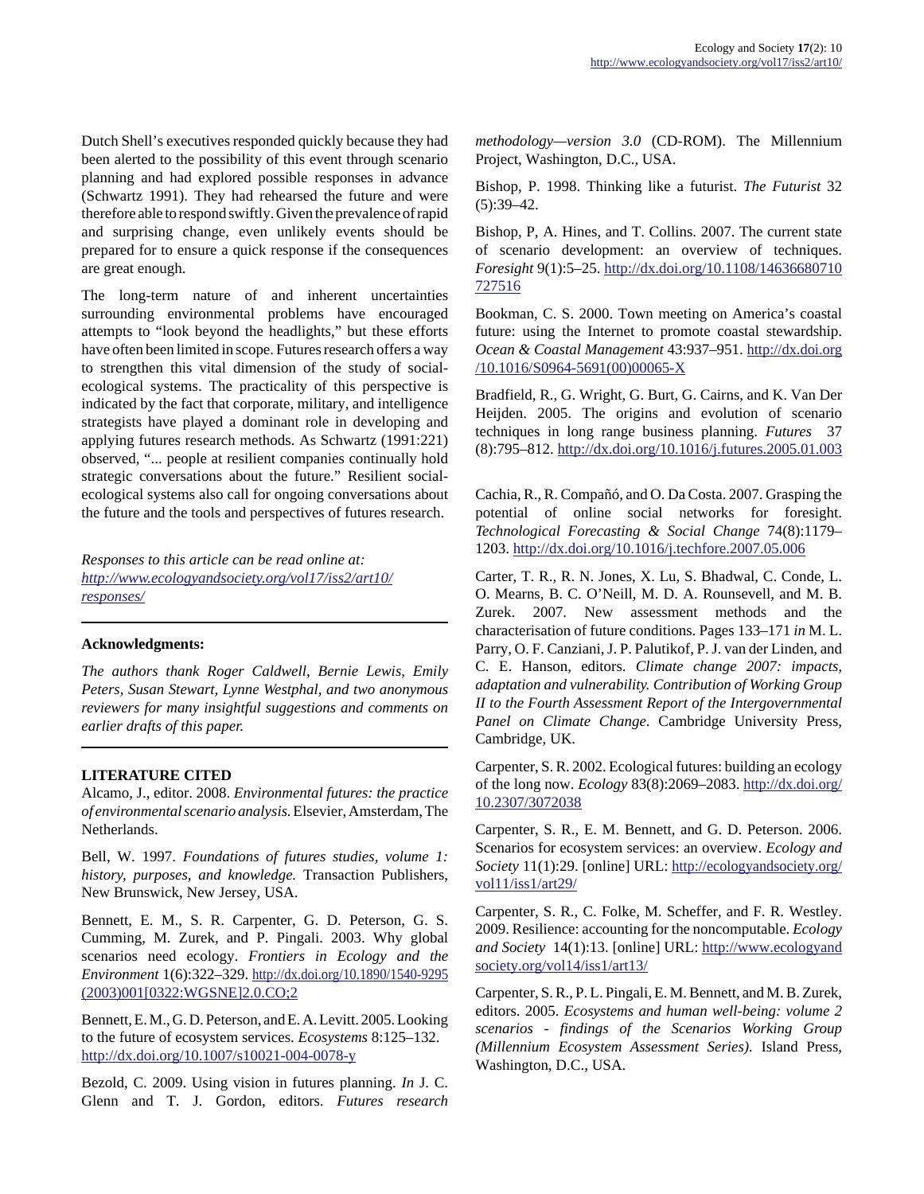Dutch Shell's executives responded quickly because they had been alerted to the possibility of this event through scenario planning and had explored possible responses in advance (Schwartz 1991). They had rehearsed the future and were therefore able to respond swiftly. Given the prevalence of rapid and surprising change, even unlikely events should be prepared for to ensure a quick response if the consequences are great enough.

The long-term nature of and inherent uncertainties surrounding environmental problems have encouraged attempts to "look beyond the headlights," but these efforts have often been limited in scope. Futures research offers a way to strengthen this vital dimension of the study of social-ecological systems. The practicality of this perspective is indicated by the fact that corporate, military, and intelligence strategists have played a dominant role in developing and applying futures research methods. As Schwartz (1991:221) observed, "... people at resilient companies continually hold strategic conversations about the future." Resilient social-ecological systems also call for ongoing conversations about the future and the tools and perspectives of futures research.

*Responses to this article can be read online at:*
*http://www.ecologyandsociety.org/vol17/iss2/art10/responses/*

---

**Acknowledgments:**

*The authors thank Roger Caldwell, Bernie Lewis, Emily Peters, Susan Stewart, Lynne Westphal, and two anonymous reviewers for many insightful suggestions and comments on earlier drafts of this paper.*

---

**LITERATURE CITED**

Alcamo, J., editor. 2008. *Environmental futures: the practice of environmental scenario analysis.* Elsevier, Amsterdam, The Netherlands.

Bell, W. 1997. *Foundations of futures studies, volume 1: history, purposes, and knowledge.* Transaction Publishers, New Brunswick, New Jersey, USA.

Bennett, E. M., S. R. Carpenter, G. D. Peterson, G. S. Cumming, M. Zurek, and P. Pingali. 2003. Why global scenarios need ecology. *Frontiers in Ecology and the Environment* 1(6):322–329. http://dx.doi.org/10.1890/1540-9295(2003)001[0322:WGSNE]2.0.CO;2

Bennett, E. M., G. D. Peterson, and E. A. Levitt. 2005. Looking to the future of ecosystem services. *Ecosystems* 8:125–132. http://dx.doi.org/10.1007/s10021-004-0078-y

Bezold, C. 2009. Using vision in futures planning. *In* J. C. Glenn and T. J. Gordon, editors. *Futures research methodology—version 3.0* (CD-ROM). The Millennium Project, Washington, D.C., USA.

Bishop, P. 1998. Thinking like a futurist. *The Futurist* 32 (5):39–42.

Bishop, P, A. Hines, and T. Collins. 2007. The current state of scenario development: an overview of techniques. *Foresight* 9(1):5–25. http://dx.doi.org/10.1108/14636680710727516

Bookman, C. S. 2000. Town meeting on America's coastal future: using the Internet to promote coastal stewardship. *Ocean & Coastal Management* 43:937–951. http://dx.doi.org/10.1016/S0964-5691(00)00065-X

Bradfield, R., G. Wright, G. Burt, G. Cairns, and K. Van Der Heijden. 2005. The origins and evolution of scenario techniques in long range business planning. *Futures* 37 (8):795–812. http://dx.doi.org/10.1016/j.futures.2005.01.003

Cachia, R., R. Compañó, and O. Da Costa. 2007. Grasping the potential of online social networks for foresight. *Technological Forecasting & Social Change* 74(8):1179–1203. http://dx.doi.org/10.1016/j.techfore.2007.05.006

Carter, T. R., R. N. Jones, X. Lu, S. Bhadwal, C. Conde, L. O. Mearns, B. C. O'Neill, M. D. A. Rounsevell, and M. B. Zurek. 2007. New assessment methods and the characterisation of future conditions. Pages 133–171 *in* M. L. Parry, O. F. Canziani, J. P. Palutikof, P. J. van der Linden, and C. E. Hanson, editors. *Climate change 2007: impacts, adaptation and vulnerability. Contribution of Working Group II to the Fourth Assessment Report of the Intergovernmental Panel on Climate Change*. Cambridge University Press, Cambridge, UK.

Carpenter, S. R. 2002. Ecological futures: building an ecology of the long now. *Ecology* 83(8):2069–2083. http://dx.doi.org/10.2307/3072038

Carpenter, S. R., E. M. Bennett, and G. D. Peterson. 2006. Scenarios for ecosystem services: an overview. *Ecology and Society* 11(1):29. [online] URL: http://ecologyandsociety.org/vol11/iss1/art29/

Carpenter, S. R., C. Folke, M. Scheffer, and F. R. Westley. 2009. Resilience: accounting for the noncomputable. *Ecology and Society* 14(1):13. [online] URL: http://www.ecologyandsociety.org/vol14/iss1/art13/

Carpenter, S. R., P. L. Pingali, E. M. Bennett, and M. B. Zurek, editors. 2005. *Ecosystems and human well-being: volume 2 scenarios - findings of the Scenarios Working Group (Millennium Ecosystem Assessment Series).* Island Press, Washington, D.C., USA.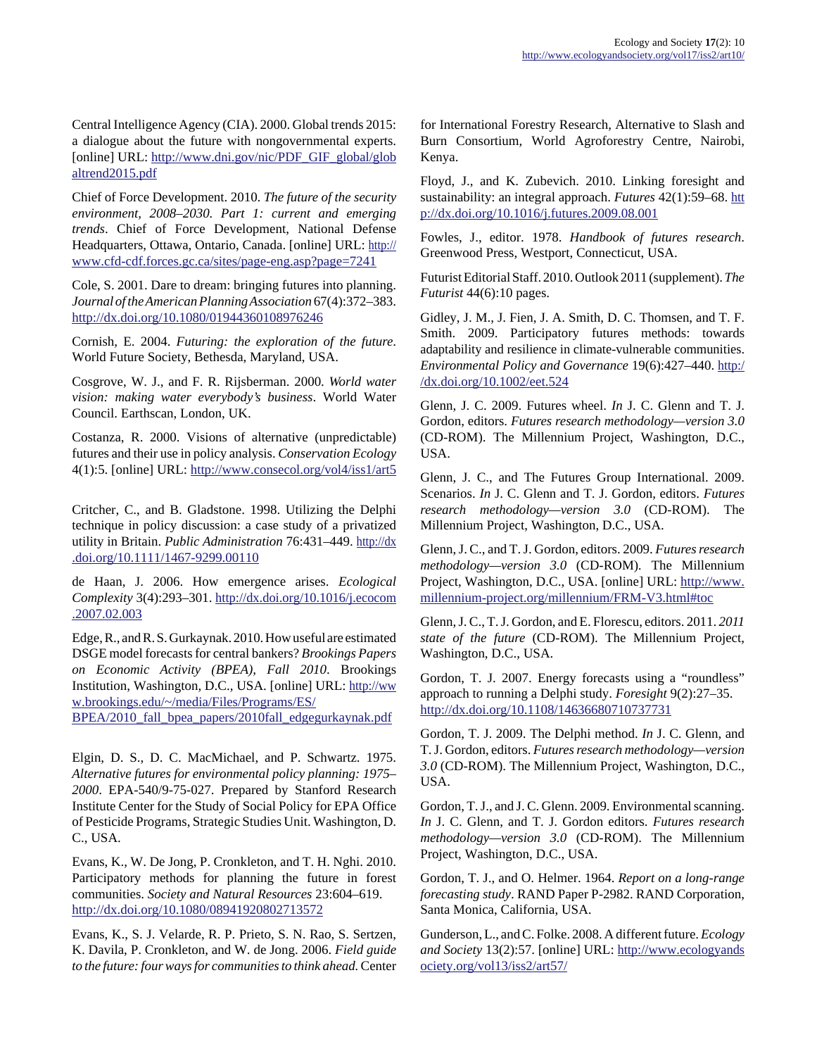Central Intelligence Agency (CIA). 2000. Global trends 2015: a dialogue about the future with nongovernmental experts. [online] URL: http://www.dni.gov/nic/PDF_GIF_global/globaltrend2015.pdf

Chief of Force Development. 2010. *The future of the security environment, 2008–2030. Part 1: current and emerging trends*. Chief of Force Development, National Defense Headquarters, Ottawa, Ontario, Canada. [online] URL: http://www.cfd-cdf.forces.gc.ca/sites/page-eng.asp?page=7241

Cole, S. 2001. Dare to dream: bringing futures into planning. *Journal of the American Planning Association* 67(4):372–383. http://dx.doi.org/10.1080/01944360108976246

Cornish, E. 2004. *Futuring: the exploration of the future*. World Future Society, Bethesda, Maryland, USA.

Cosgrove, W. J., and F. R. Rijsberman. 2000. *World water vision: making water everybody's business*. World Water Council. Earthscan, London, UK.

Costanza, R. 2000. Visions of alternative (unpredictable) futures and their use in policy analysis. *Conservation Ecology* 4(1):5. [online] URL: http://www.consecol.org/vol4/iss1/art5

Critcher, C., and B. Gladstone. 1998. Utilizing the Delphi technique in policy discussion: a case study of a privatized utility in Britain. *Public Administration* 76:431–449. http://dx.doi.org/10.1111/1467-9299.00110

de Haan, J. 2006. How emergence arises. *Ecological Complexity* 3(4):293–301. http://dx.doi.org/10.1016/j.ecocom.2007.02.003

Edge, R., and R. S. Gurkaynak. 2010. How useful are estimated DSGE model forecasts for central bankers? *Brookings Papers on Economic Activity (BPEA), Fall 2010*. Brookings Institution, Washington, D.C., USA. [online] URL: http://www.brookings.edu/~/media/Files/Programs/ES/BPEA/2010_fall_bpea_papers/2010fall_edgegurkaynak.pdf

Elgin, D. S., D. C. MacMichael, and P. Schwartz. 1975. *Alternative futures for environmental policy planning: 1975–2000*. EPA-540/9-75-027. Prepared by Stanford Research Institute Center for the Study of Social Policy for EPA Office of Pesticide Programs, Strategic Studies Unit. Washington, D. C., USA.

Evans, K., W. De Jong, P. Cronkleton, and T. H. Nghi. 2010. Participatory methods for planning the future in forest communities. *Society and Natural Resources* 23:604–619. http://dx.doi.org/10.1080/08941920802713572

Evans, K., S. J. Velarde, R. P. Prieto, S. N. Rao, S. Sertzen, K. Davila, P. Cronkleton, and W. de Jong. 2006. *Field guide to the future: four ways for communities to think ahead.* Center for International Forestry Research, Alternative to Slash and Burn Consortium, World Agroforestry Centre, Nairobi, Kenya.

Floyd, J., and K. Zubevich. 2010. Linking foresight and sustainability: an integral approach. *Futures* 42(1):59–68. http://dx.doi.org/10.1016/j.futures.2009.08.001

Fowles, J., editor. 1978. *Handbook of futures research*. Greenwood Press, Westport, Connecticut, USA.

Futurist Editorial Staff. 2010. Outlook 2011 (supplement). *The Futurist* 44(6):10 pages.

Gidley, J. M., J. Fien, J. A. Smith, D. C. Thomsen, and T. F. Smith. 2009. Participatory futures methods: towards adaptability and resilience in climate-vulnerable communities. *Environmental Policy and Governance* 19(6):427–440. http://dx.doi.org/10.1002/eet.524

Glenn, J. C. 2009. Futures wheel. *In* J. C. Glenn and T. J. Gordon, editors. *Futures research methodology—version 3.0* (CD-ROM). The Millennium Project, Washington, D.C., USA.

Glenn, J. C., and The Futures Group International. 2009. Scenarios. *In* J. C. Glenn and T. J. Gordon, editors. *Futures research methodology—version 3.0* (CD-ROM). The Millennium Project, Washington, D.C., USA.

Glenn, J. C., and T. J. Gordon, editors. 2009. *Futures research methodology—version 3.0* (CD-ROM). The Millennium Project, Washington, D.C., USA. [online] URL: http://www.millennium-project.org/millennium/FRM-V3.html#toc

Glenn, J. C., T. J. Gordon, and E. Florescu, editors. 2011. *2011 state of the future* (CD-ROM). The Millennium Project, Washington, D.C., USA.

Gordon, T. J. 2007. Energy forecasts using a "roundless" approach to running a Delphi study. *Foresight* 9(2):27–35. http://dx.doi.org/10.1108/14636680710737731

Gordon, T. J. 2009. The Delphi method. *In* J. C. Glenn, and T. J. Gordon, editors. *Futures research methodology—version 3.0* (CD-ROM). The Millennium Project, Washington, D.C., USA.

Gordon, T. J., and J. C. Glenn. 2009. Environmental scanning. *In* J. C. Glenn, and T. J. Gordon editors. *Futures research methodology—version 3.0* (CD-ROM). The Millennium Project, Washington, D.C., USA.

Gordon, T. J., and O. Helmer. 1964. *Report on a long-range forecasting study*. RAND Paper P-2982. RAND Corporation, Santa Monica, California, USA.

Gunderson, L., and C. Folke. 2008. A different future. *Ecology and Society* 13(2):57. [online] URL: http://www.ecologyandsociety.org/vol13/iss2/art57/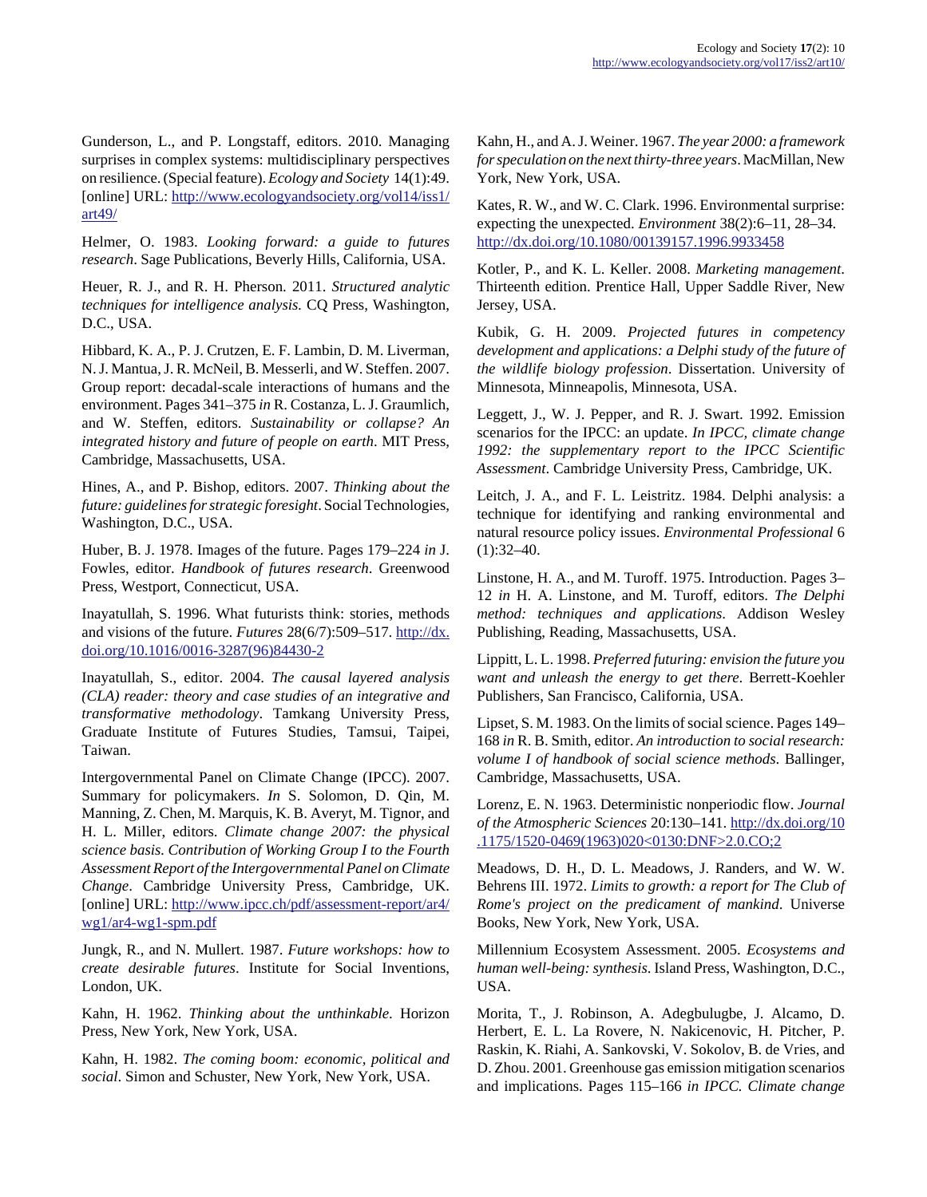Gunderson, L., and P. Longstaff, editors. 2010. Managing surprises in complex systems: multidisciplinary perspectives on resilience. (Special feature). *Ecology and Society* 14(1):49. [online] URL: http://www.ecologyandsociety.org/vol14/iss1/art49/

Helmer, O. 1983. *Looking forward: a guide to futures research*. Sage Publications, Beverly Hills, California, USA.

Heuer, R. J., and R. H. Pherson. 2011. *Structured analytic techniques for intelligence analysis*. CQ Press, Washington, D.C., USA.

Hibbard, K. A., P. J. Crutzen, E. F. Lambin, D. M. Liverman, N. J. Mantua, J. R. McNeil, B. Messerli, and W. Steffen. 2007. Group report: decadal-scale interactions of humans and the environment. Pages 341–375 *in* R. Costanza, L. J. Graumlich, and W. Steffen, editors. *Sustainability or collapse? An integrated history and future of people on earth*. MIT Press, Cambridge, Massachusetts, USA.

Hines, A., and P. Bishop, editors. 2007. *Thinking about the future: guidelines for strategic foresight*. Social Technologies, Washington, D.C., USA.

Huber, B. J. 1978. Images of the future. Pages 179–224 *in* J. Fowles, editor. *Handbook of futures research*. Greenwood Press, Westport, Connecticut, USA.

Inayatullah, S. 1996. What futurists think: stories, methods and visions of the future. *Futures* 28(6/7):509–517. http://dx.doi.org/10.1016/0016-3287(96)84430-2

Inayatullah, S., editor. 2004. *The causal layered analysis (CLA) reader: theory and case studies of an integrative and transformative methodology*. Tamkang University Press, Graduate Institute of Futures Studies, Tamsui, Taipei, Taiwan.

Intergovernmental Panel on Climate Change (IPCC). 2007. Summary for policymakers. *In* S. Solomon, D. Qin, M. Manning, Z. Chen, M. Marquis, K. B. Averyt, M. Tignor, and H. L. Miller, editors. *Climate change 2007: the physical science basis. Contribution of Working Group I to the Fourth Assessment Report of the Intergovernmental Panel on Climate Change*. Cambridge University Press, Cambridge, UK. [online] URL: http://www.ipcc.ch/pdf/assessment-report/ar4/wg1/ar4-wg1-spm.pdf

Jungk, R., and N. Mullert. 1987. *Future workshops: how to create desirable futures*. Institute for Social Inventions, London, UK.

Kahn, H. 1962. *Thinking about the unthinkable*. Horizon Press, New York, New York, USA.

Kahn, H. 1982. *The coming boom: economic, political and social*. Simon and Schuster, New York, New York, USA.

Kahn, H., and A. J. Weiner. 1967. *The year 2000: a framework for speculation on the next thirty-three years*. MacMillan, New York, New York, USA.

Kates, R. W., and W. C. Clark. 1996. Environmental surprise: expecting the unexpected. *Environment* 38(2):6–11, 28–34. http://dx.doi.org/10.1080/00139157.1996.9933458

Kotler, P., and K. L. Keller. 2008. *Marketing management*. Thirteenth edition. Prentice Hall, Upper Saddle River, New Jersey, USA.

Kubik, G. H. 2009. *Projected futures in competency development and applications: a Delphi study of the future of the wildlife biology profession*. Dissertation. University of Minnesota, Minneapolis, Minnesota, USA.

Leggett, J., W. J. Pepper, and R. J. Swart. 1992. Emission scenarios for the IPCC: an update. *In IPCC, climate change 1992: the supplementary report to the IPCC Scientific Assessment*. Cambridge University Press, Cambridge, UK.

Leitch, J. A., and F. L. Leistritz. 1984. Delphi analysis: a technique for identifying and ranking environmental and natural resource policy issues. *Environmental Professional* 6 (1):32–40.

Linstone, H. A., and M. Turoff. 1975. Introduction. Pages 3–12 *in* H. A. Linstone, and M. Turoff, editors. *The Delphi method: techniques and applications*. Addison Wesley Publishing, Reading, Massachusetts, USA.

Lippitt, L. L. 1998. *Preferred futuring: envision the future you want and unleash the energy to get there*. Berrett-Koehler Publishers, San Francisco, California, USA.

Lipset, S. M. 1983. On the limits of social science. Pages 149–168 *in* R. B. Smith, editor. *An introduction to social research: volume I of handbook of social science methods*. Ballinger, Cambridge, Massachusetts, USA.

Lorenz, E. N. 1963. Deterministic nonperiodic flow. *Journal of the Atmospheric Sciences* 20:130–141. http://dx.doi.org/10.1175/1520-0469(1963)020<0130:DNF>2.0.CO;2

Meadows, D. H., D. L. Meadows, J. Randers, and W. W. Behrens III. 1972. *Limits to growth: a report for The Club of Rome's project on the predicament of mankind*. Universe Books, New York, New York, USA.

Millennium Ecosystem Assessment. 2005. *Ecosystems and human well-being: synthesis*. Island Press, Washington, D.C., USA.

Morita, T., J. Robinson, A. Adegbulugbe, J. Alcamo, D. Herbert, E. L. La Rovere, N. Nakicenovic, H. Pitcher, P. Raskin, K. Riahi, A. Sankovski, V. Sokolov, B. de Vries, and D. Zhou. 2001. Greenhouse gas emission mitigation scenarios and implications. Pages 115–166 *in IPCC. Climate change*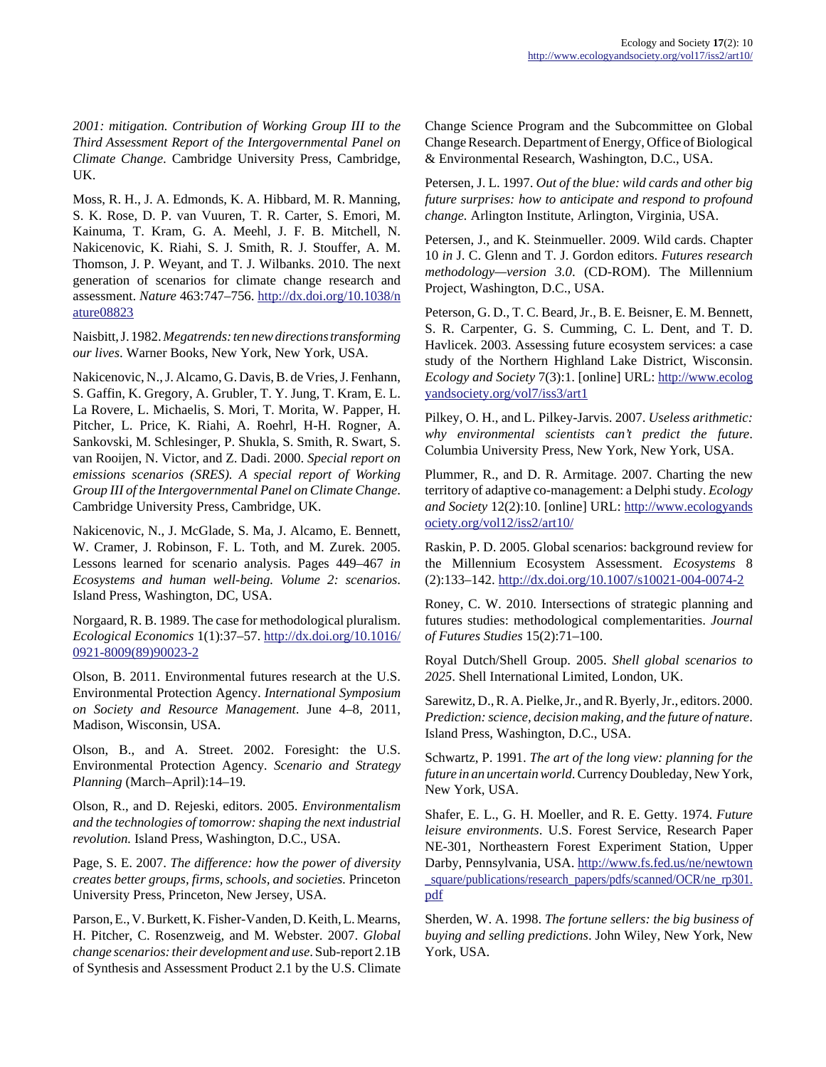*2001: mitigation. Contribution of Working Group III to the Third Assessment Report of the Intergovernmental Panel on Climate Change*. Cambridge University Press, Cambridge, UK.

Moss, R. H., J. A. Edmonds, K. A. Hibbard, M. R. Manning, S. K. Rose, D. P. van Vuuren, T. R. Carter, S. Emori, M. Kainuma, T. Kram, G. A. Meehl, J. F. B. Mitchell, N. Nakicenovic, K. Riahi, S. J. Smith, R. J. Stouffer, A. M. Thomson, J. P. Weyant, and T. J. Wilbanks. 2010. The next generation of scenarios for climate change research and assessment. *Nature* 463:747–756. http://dx.doi.org/10.1038/nature08823

Naisbitt, J. 1982. *Megatrends: ten new directions transforming our lives*. Warner Books, New York, New York, USA.

Nakicenovic, N., J. Alcamo, G. Davis, B. de Vries, J. Fenhann, S. Gaffin, K. Gregory, A. Grubler, T. Y. Jung, T. Kram, E. L. La Rovere, L. Michaelis, S. Mori, T. Morita, W. Papper, H. Pitcher, L. Price, K. Riahi, A. Roehrl, H-H. Rogner, A. Sankovski, M. Schlesinger, P. Shukla, S. Smith, R. Swart, S. van Rooijen, N. Victor, and Z. Dadi. 2000. *Special report on emissions scenarios (SRES). A special report of Working Group III of the Intergovernmental Panel on Climate Change*. Cambridge University Press, Cambridge, UK.

Nakicenovic, N., J. McGlade, S. Ma, J. Alcamo, E. Bennett, W. Cramer, J. Robinson, F. L. Toth, and M. Zurek. 2005. Lessons learned for scenario analysis. Pages 449–467 *in Ecosystems and human well-being. Volume 2: scenarios*. Island Press, Washington, DC, USA.

Norgaard, R. B. 1989. The case for methodological pluralism. *Ecological Economics* 1(1):37–57. http://dx.doi.org/10.1016/0921-8009(89)90023-2

Olson, B. 2011. Environmental futures research at the U.S. Environmental Protection Agency. *International Symposium on Society and Resource Management*. June 4–8, 2011, Madison, Wisconsin, USA.

Olson, B., and A. Street. 2002. Foresight: the U.S. Environmental Protection Agency. *Scenario and Strategy Planning* (March–April):14–19.

Olson, R., and D. Rejeski, editors. 2005. *Environmentalism and the technologies of tomorrow: shaping the next industrial revolution.* Island Press, Washington, D.C., USA.

Page, S. E. 2007. *The difference: how the power of diversity creates better groups, firms, schools, and societies.* Princeton University Press, Princeton, New Jersey, USA.

Parson, E., V. Burkett, K. Fisher-Vanden, D. Keith, L. Mearns, H. Pitcher, C. Rosenzweig, and M. Webster. 2007. *Global change scenarios: their development and use.* Sub-report 2.1B of Synthesis and Assessment Product 2.1 by the U.S. Climate Change Science Program and the Subcommittee on Global Change Research. Department of Energy, Office of Biological & Environmental Research, Washington, D.C., USA.

Petersen, J. L. 1997. *Out of the blue: wild cards and other big future surprises: how to anticipate and respond to profound change.* Arlington Institute, Arlington, Virginia, USA.

Petersen, J., and K. Steinmueller. 2009. Wild cards. Chapter 10 *in* J. C. Glenn and T. J. Gordon editors. *Futures research methodology—version 3.0*. (CD-ROM). The Millennium Project, Washington, D.C., USA.

Peterson, G. D., T. C. Beard, Jr., B. E. Beisner, E. M. Bennett, S. R. Carpenter, G. S. Cumming, C. L. Dent, and T. D. Havlicek. 2003. Assessing future ecosystem services: a case study of the Northern Highland Lake District, Wisconsin. *Ecology and Society* 7(3):1. [online] URL: http://www.ecologyandsociety.org/vol7/iss3/art1

Pilkey, O. H., and L. Pilkey-Jarvis. 2007. *Useless arithmetic: why environmental scientists can't predict the future*. Columbia University Press, New York, New York, USA.

Plummer, R., and D. R. Armitage. 2007. Charting the new territory of adaptive co-management: a Delphi study. *Ecology and Society* 12(2):10. [online] URL: http://www.ecologyandsociety.org/vol12/iss2/art10/

Raskin, P. D. 2005. Global scenarios: background review for the Millennium Ecosystem Assessment. *Ecosystems* 8 (2):133–142. http://dx.doi.org/10.1007/s10021-004-0074-2

Roney, C. W. 2010. Intersections of strategic planning and futures studies: methodological complementarities. *Journal of Futures Studies* 15(2):71–100.

Royal Dutch/Shell Group. 2005. *Shell global scenarios to 2025*. Shell International Limited, London, UK.

Sarewitz, D., R. A. Pielke, Jr., and R. Byerly, Jr., editors. 2000. *Prediction: science, decision making, and the future of nature*. Island Press, Washington, D.C., USA.

Schwartz, P. 1991. *The art of the long view: planning for the future in an uncertain world.* Currency Doubleday, New York, New York, USA.

Shafer, E. L., G. H. Moeller, and R. E. Getty. 1974. *Future leisure environments*. U.S. Forest Service, Research Paper NE-301, Northeastern Forest Experiment Station, Upper Darby, Pennsylvania, USA. http://www.fs.fed.us/ne/newtown_square/publications/research_papers/pdfs/scanned/OCR/ne_rp301.pdf

Sherden, W. A. 1998. *The fortune sellers: the big business of buying and selling predictions*. John Wiley, New York, New York, USA.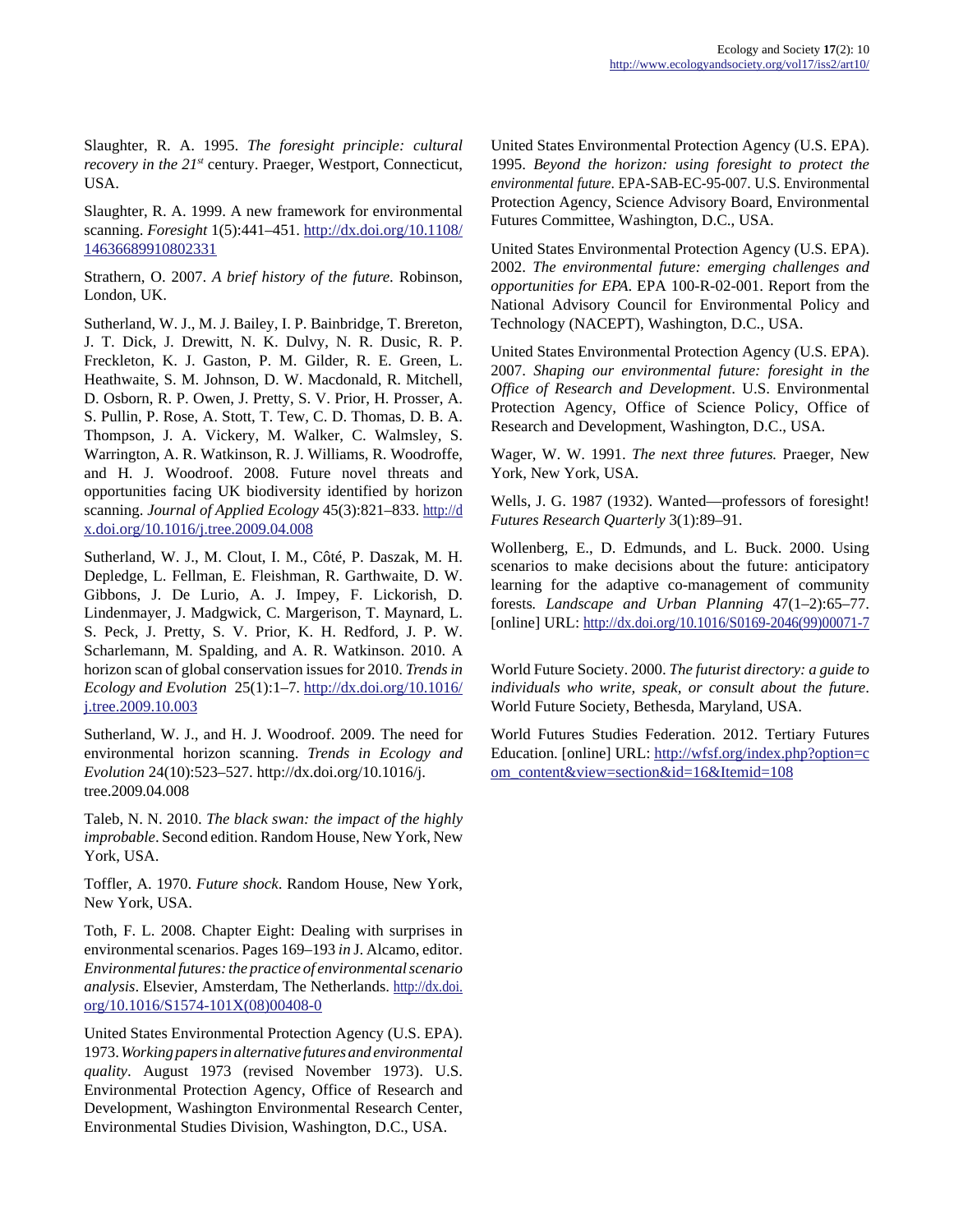Slaughter, R. A. 1995. *The foresight principle: cultural recovery in the 21st* century. Praeger, Westport, Connecticut, USA.

Slaughter, R. A. 1999. A new framework for environmental scanning. *Foresight* 1(5):441–451. http://dx.doi.org/10.1108/14636689910802331

Strathern, O. 2007. *A brief history of the future*. Robinson, London, UK.

Sutherland, W. J., M. J. Bailey, I. P. Bainbridge, T. Brereton, J. T. Dick, J. Drewitt, N. K. Dulvy, N. R. Dusic, R. P. Freckleton, K. J. Gaston, P. M. Gilder, R. E. Green, L. Heathwaite, S. M. Johnson, D. W. Macdonald, R. Mitchell, D. Osborn, R. P. Owen, J. Pretty, S. V. Prior, H. Prosser, A. S. Pullin, P. Rose, A. Stott, T. Tew, C. D. Thomas, D. B. A. Thompson, J. A. Vickery, M. Walker, C. Walmsley, S. Warrington, A. R. Watkinson, R. J. Williams, R. Woodroffe, and H. J. Woodroof. 2008. Future novel threats and opportunities facing UK biodiversity identified by horizon scanning. *Journal of Applied Ecology* 45(3):821–833. http://dx.doi.org/10.1016/j.tree.2009.04.008

Sutherland, W. J., M. Clout, I. M., Côté, P. Daszak, M. H. Depledge, L. Fellman, E. Fleishman, R. Garthwaite, D. W. Gibbons, J. De Lurio, A. J. Impey, F. Lickorish, D. Lindenmayer, J. Madgwick, C. Margerison, T. Maynard, L. S. Peck, J. Pretty, S. V. Prior, K. H. Redford, J. P. W. Scharlemann, M. Spalding, and A. R. Watkinson. 2010. A horizon scan of global conservation issues for 2010. *Trends in Ecology and Evolution* 25(1):1–7. http://dx.doi.org/10.1016/j.tree.2009.10.003

Sutherland, W. J., and H. J. Woodroof. 2009. The need for environmental horizon scanning. *Trends in Ecology and Evolution* 24(10):523–527. http://dx.doi.org/10.1016/j.tree.2009.04.008

Taleb, N. N. 2010. *The black swan: the impact of the highly improbable*. Second edition. Random House, New York, New York, USA.

Toffler, A. 1970. *Future shock*. Random House, New York, New York, USA.

Toth, F. L. 2008. Chapter Eight: Dealing with surprises in environmental scenarios. Pages 169–193 *in* J. Alcamo, editor. *Environmental futures: the practice of environmental scenario analysis*. Elsevier, Amsterdam, The Netherlands. http://dx.doi.org/10.1016/S1574-101X(08)00408-0

United States Environmental Protection Agency (U.S. EPA). 1973. *Working papers in alternative futures and environmental quality*. August 1973 (revised November 1973). U.S. Environmental Protection Agency, Office of Research and Development, Washington Environmental Research Center, Environmental Studies Division, Washington, D.C., USA.

United States Environmental Protection Agency (U.S. EPA). 1995. *Beyond the horizon: using foresight to protect the environmental future*. EPA-SAB-EC-95-007. U.S. Environmental Protection Agency, Science Advisory Board, Environmental Futures Committee, Washington, D.C., USA.

United States Environmental Protection Agency (U.S. EPA). 2002. *The environmental future: emerging challenges and opportunities for EPA*. EPA 100-R-02-001. Report from the National Advisory Council for Environmental Policy and Technology (NACEPT), Washington, D.C., USA.

United States Environmental Protection Agency (U.S. EPA). 2007. *Shaping our environmental future: foresight in the Office of Research and Development*. U.S. Environmental Protection Agency, Office of Science Policy, Office of Research and Development, Washington, D.C., USA.

Wager, W. W. 1991. *The next three futures.* Praeger, New York, New York, USA.

Wells, J. G. 1987 (1932). Wanted—professors of foresight! *Futures Research Quarterly* 3(1):89–91.

Wollenberg, E., D. Edmunds, and L. Buck. 2000. Using scenarios to make decisions about the future: anticipatory learning for the adaptive co-management of community forests*. Landscape and Urban Planning* 47(1–2):65–77. [online] URL: http://dx.doi.org/10.1016/S0169-2046(99)00071-7

World Future Society. 2000. *The futurist directory: a guide to individuals who write, speak, or consult about the future*. World Future Society, Bethesda, Maryland, USA.

World Futures Studies Federation. 2012. Tertiary Futures Education. [online] URL: http://wfsf.org/index.php?option=com_content&view=section&id=16&Itemid=108